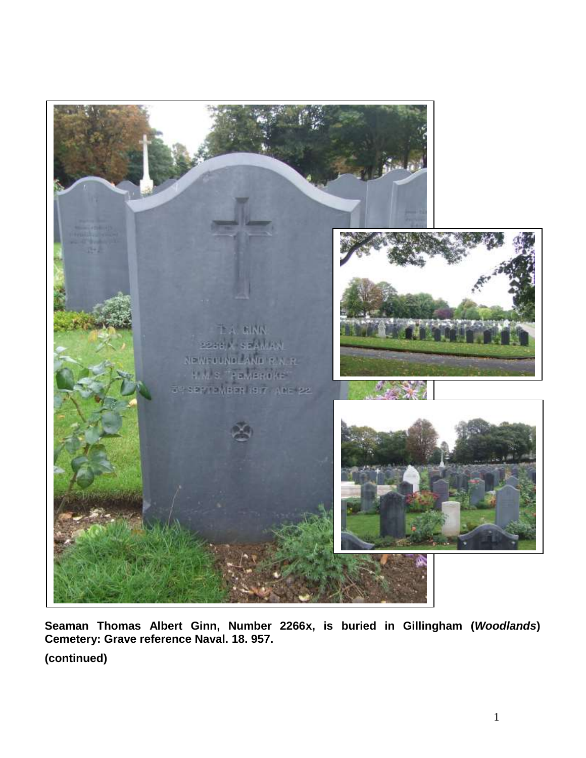**Seaman Thomas Albert Ginn, Number 2266x, is buried in Gillingham (*Woodlands*) Cemetery: Grave reference Naval. 18. 957.**

**(continued)**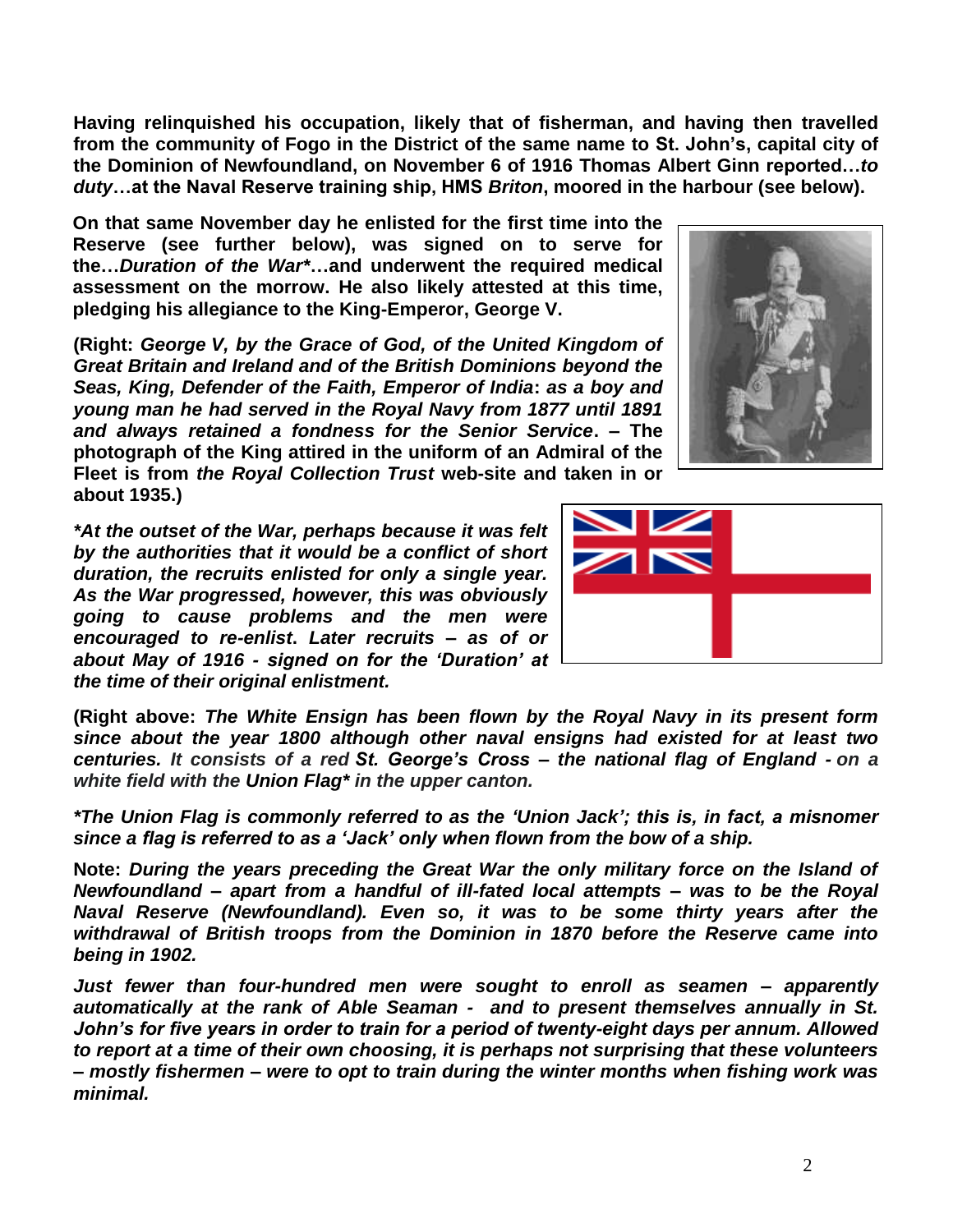**Having relinquished his occupation, likely that of fisherman, and having then travelled from the community of Fogo in the District of the same name to St. John's, capital city of the Dominion of Newfoundland, on November 6 of 1916 Thomas Albert Ginn reported…*to duty*…at the Naval Reserve training ship, HMS *Briton*, moored in the harbour (see below).**

**On that same November day he enlisted for the first time into the Reserve (see further below), was signed on to serve for the…*Duration of the War**…and underwent the required medical assessment on the morrow. He also likely attested at this time, pledging his allegiance to the King-Emperor, George V.**

**(Right: *George V, by the Grace of God, of the United Kingdom of Great Britain and Ireland and of the British Dominions beyond the Seas, King, Defender of the Faith, Emperor of India*: *as a boy and young man he had served in the Royal Navy from 1877 until 1891 and always retained a fondness for the Senior Service*. – The photograph of the King attired in the uniform of an Admiral of the Fleet is from *the Royal Collection Trust* web-site and taken in or about 1935.)**

***At the outset of the War, perhaps because it was felt by the authorities that it would be a conflict of short duration, the recruits enlisted for only a single year. As the War progressed, however, this was obviously going to cause problems and the men were encouraged to re-enlist. Later recruits – as of or about May of 1916 - signed on for the 'Duration' at the time of their original enlistment.***

**(Right above: *The White Ensign has been flown by the Royal Navy in its present form since about the year 1800 although other naval ensigns had existed for at least two centuries. It consists of a red* St. George's Cross *– the national flag of England - on a white field with the* Union Flag* *in the upper canton.***

***The Union Flag is commonly referred to as the 'Union Jack'; this is, in fact, a misnomer since a flag is referred to as a 'Jack' only when flown from the bow of a ship.***

**Note:** ***During the years preceding the Great War the only military force on the Island of Newfoundland – apart from a handful of ill-fated local attempts – was to be the Royal Naval Reserve (Newfoundland). Even so, it was to be some thirty years after the withdrawal of British troops from the Dominion in 1870 before the Reserve came into being in 1902.***

***Just fewer than four-hundred men were sought to enroll as seamen – apparently automatically at the rank of Able Seaman - and to present themselves annually in St. John's for five years in order to train for a period of twenty-eight days per annum. Allowed to report at a time of their own choosing, it is perhaps not surprising that these volunteers – mostly fishermen – were to opt to train during the winter months when fishing work was minimal.***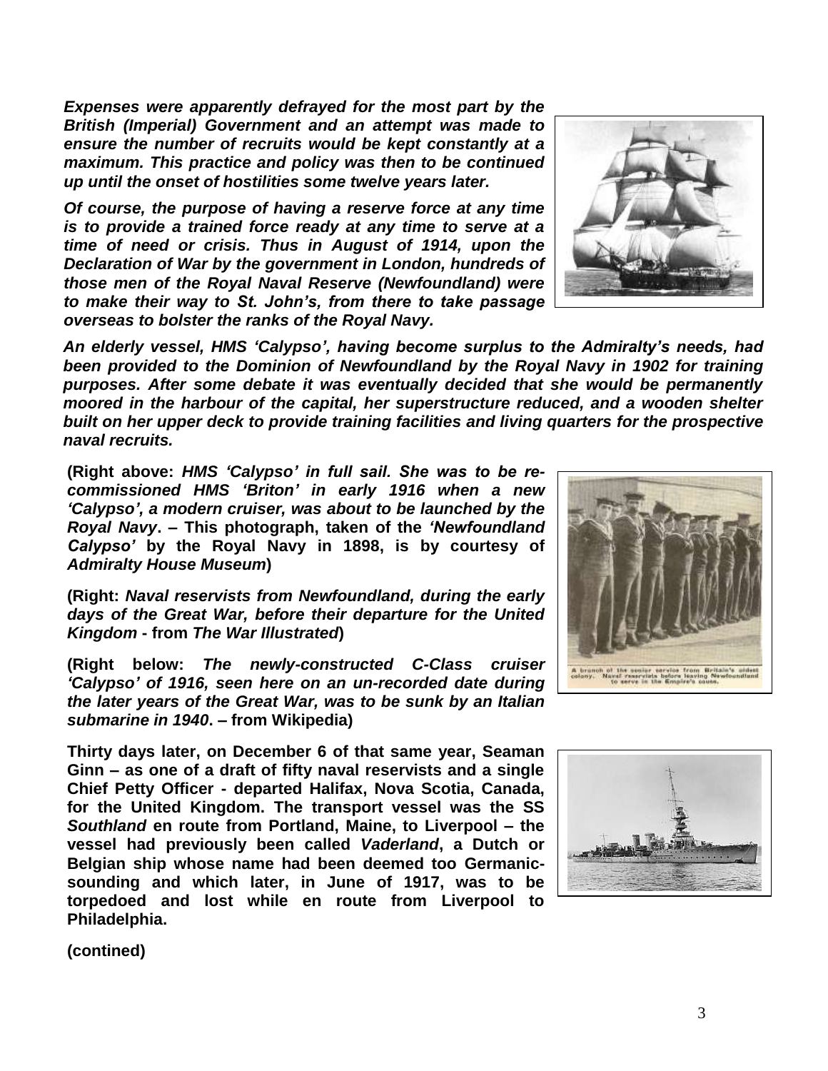***Expenses were apparently defrayed for the most part by the British (Imperial) Government and an attempt was made to ensure the number of recruits would be kept constantly at a maximum. This practice and policy was then to be continued up until the onset of hostilities some twelve years later.***

***Of course, the purpose of having a reserve force at any time is to provide a trained force ready at any time to serve at a time of need or crisis. Thus in August of 1914, upon the Declaration of War by the government in London, hundreds of those men of the Royal Naval Reserve (Newfoundland) were to make their way to St. John's, from there to take passage overseas to bolster the ranks of the Royal Navy.***

***An elderly vessel, HMS 'Calypso', having become surplus to the Admiralty's needs, had been provided to the Dominion of Newfoundland by the Royal Navy in 1902 for training purposes. After some debate it was eventually decided that she would be permanently moored in the harbour of the capital, her superstructure reduced, and a wooden shelter built on her upper deck to provide training facilities and living quarters for the prospective naval recruits.***

**(Right above: *HMS 'Calypso' in full sail. She was to be re-commissioned HMS 'Briton' in early 1916 when a new 'Calypso', a modern cruiser, was about to be launched by the Royal Navy*. – This photograph, taken of the *'Newfoundland Calypso'* by the Royal Navy in 1898, is by courtesy of *Admiralty House Museum*)**

**(Right: *Naval reservists from Newfoundland, during the early days of the Great War, before their departure for the United Kingdom* - from *The War Illustrated*)**

A branch of the senior service from Britain's oldest colony. Naval reservists before leaving Newfoundland to serve in the Empire's cause.

**(Right below: *The newly-constructed C-Class cruiser 'Calypso' of 1916, seen here on an un-recorded date during the later years of the Great War, was to be sunk by an Italian submarine in 1940*. – from Wikipedia)**

**Thirty days later, on December 6 of that same year, Seaman Ginn – as one of a draft of fifty naval reservists and a single Chief Petty Officer - departed Halifax, Nova Scotia, Canada, for the United Kingdom. The transport vessel was the SS *Southland* en route from Portland, Maine, to Liverpool – the vessel had previously been called *Vaderland*, a Dutch or Belgian ship whose name had been deemed too Germanic-sounding and which later, in June of 1917, was to be torpedoed and lost while en route from Liverpool to Philadelphia.**

**(contined)**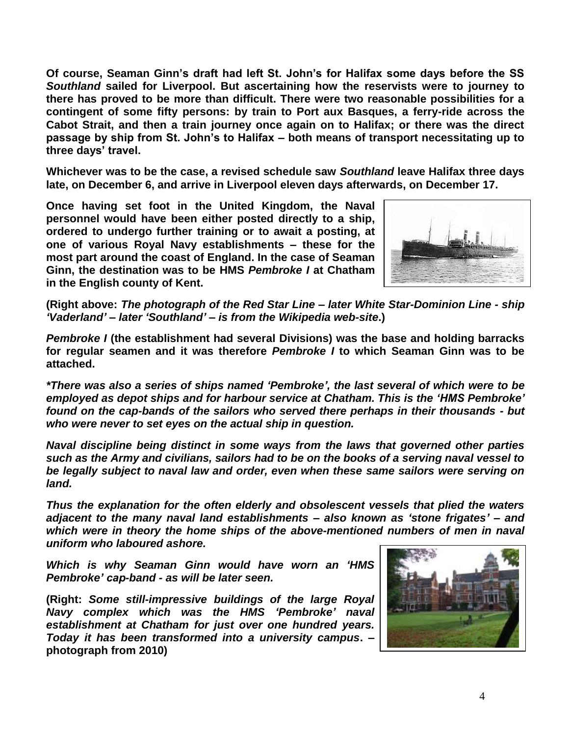**Of course, Seaman Ginn's draft had left St. John's for Halifax some days before the SS *Southland* sailed for Liverpool. But ascertaining how the reservists were to journey to there has proved to be more than difficult. There were two reasonable possibilities for a contingent of some fifty persons: by train to Port aux Basques, a ferry-ride across the Cabot Strait, and then a train journey once again on to Halifax; or there was the direct passage by ship from St. John's to Halifax – both means of transport necessitating up to three days' travel.**

**Whichever was to be the case, a revised schedule saw *Southland* leave Halifax three days late, on December 6, and arrive in Liverpool eleven days afterwards, on December 17.**

**Once having set foot in the United Kingdom, the Naval personnel would have been either posted directly to a ship, ordered to undergo further training or to await a posting, at one of various Royal Navy establishments – these for the most part around the coast of England. In the case of Seaman Ginn, the destination was to be HMS *Pembroke I* at Chatham in the English county of Kent.**

**(Right above: *The photograph of the Red Star Line – later White Star-Dominion Line - ship 'Vaderland' – later 'Southland' – is from the Wikipedia web-site*.)**

***Pembroke I* (the establishment had several Divisions) was the base and holding barracks for regular seamen and it was therefore *Pembroke I* to which Seaman Ginn was to be attached.**

***\*There was also a series of ships named 'Pembroke', the last several of which were to be employed as depot ships and for harbour service at Chatham. This is the 'HMS Pembroke' found on the cap-bands of the sailors who served there perhaps in their thousands - but who were never to set eyes on the actual ship in question.***

***Naval discipline being distinct in some ways from the laws that governed other parties such as the Army and civilians, sailors had to be on the books of a serving naval vessel to be legally subject to naval law and order, even when these same sailors were serving on land.***

***Thus the explanation for the often elderly and obsolescent vessels that plied the waters adjacent to the many naval land establishments – also known as 'stone frigates' – and which were in theory the home ships of the above-mentioned numbers of men in naval uniform who laboured ashore.***

***Which is why Seaman Ginn would have worn an 'HMS Pembroke' cap-band - as will be later seen.***

**(Right: *Some still-impressive buildings of the large Royal Navy complex which was the HMS 'Pembroke' naval establishment at Chatham for just over one hundred years. Today it has been transformed into a university campus*. – photograph from 2010)**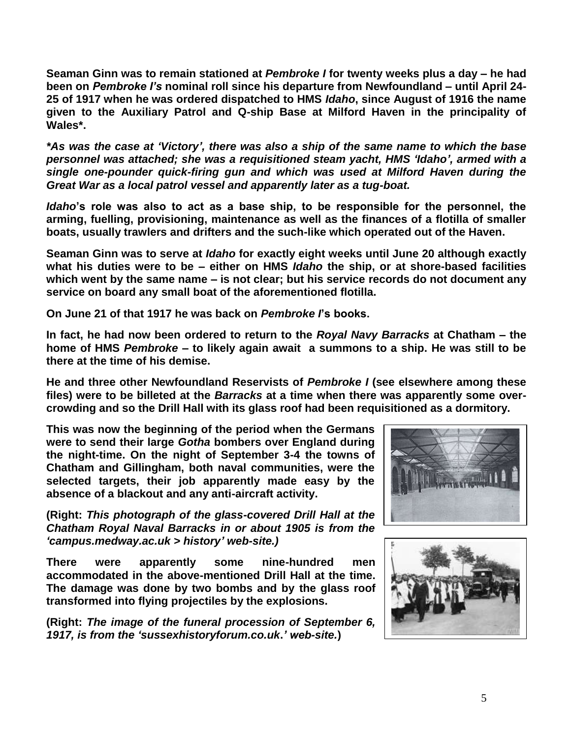**Seaman Ginn was to remain stationed at *Pembroke I* for twenty weeks plus a day – he had been on *Pembroke I's* nominal roll since his departure from Newfoundland – until April 24-25 of 1917 when he was ordered dispatched to HMS *Idaho*, since August of 1916 the name given to the Auxiliary Patrol and Q-ship Base at Milford Haven in the principality of Wales*.**

***As was the case at 'Victory', there was also a ship of the same name to which the base personnel was attached; she was a requisitioned steam yacht, HMS 'Idaho', armed with a single one-pounder quick-firing gun and which was used at Milford Haven during the Great War as a local patrol vessel and apparently later as a tug-boat.***

***Idaho*'s role was also to act as a base ship, to be responsible for the personnel, the arming, fuelling, provisioning, maintenance as well as the finances of a flotilla of smaller boats, usually trawlers and drifters and the such-like which operated out of the Haven.**

**Seaman Ginn was to serve at *Idaho* for exactly eight weeks until June 20 although exactly what his duties were to be – either on HMS *Idaho* the ship, or at shore-based facilities which went by the same name – is not clear; but his service records do not document any service on board any small boat of the aforementioned flotilla.**

**On June 21 of that 1917 he was back on *Pembroke I*'s books.**

**In fact, he had now been ordered to return to the *Royal Navy Barracks* at Chatham – the home of HMS *Pembroke* – to likely again await a summons to a ship. He was still to be there at the time of his demise.**

**He and three other Newfoundland Reservists of *Pembroke I* (see elsewhere among these files) were to be billeted at the *Barracks* at a time when there was apparently some over-crowding and so the Drill Hall with its glass roof had been requisitioned as a dormitory.**

**This was now the beginning of the period when the Germans were to send their large *Gotha* bombers over England during the night-time. On the night of September 3-4 the towns of Chatham and Gillingham, both naval communities, were the selected targets, their job apparently made easy by the absence of a blackout and any anti-aircraft activity.**

**(Right: *This photograph of the glass-covered Drill Hall at the Chatham Royal Naval Barracks in or about 1905 is from the 'campus.medway.ac.uk > history' web-site.)***

**There were apparently some nine-hundred men accommodated in the above-mentioned Drill Hall at the time. The damage was done by two bombs and by the glass roof transformed into flying projectiles by the explosions.**

**(Right: *The image of the funeral procession of September 6, 1917, is from the 'sussexhistoryforum.co.uk.' web-site.*)**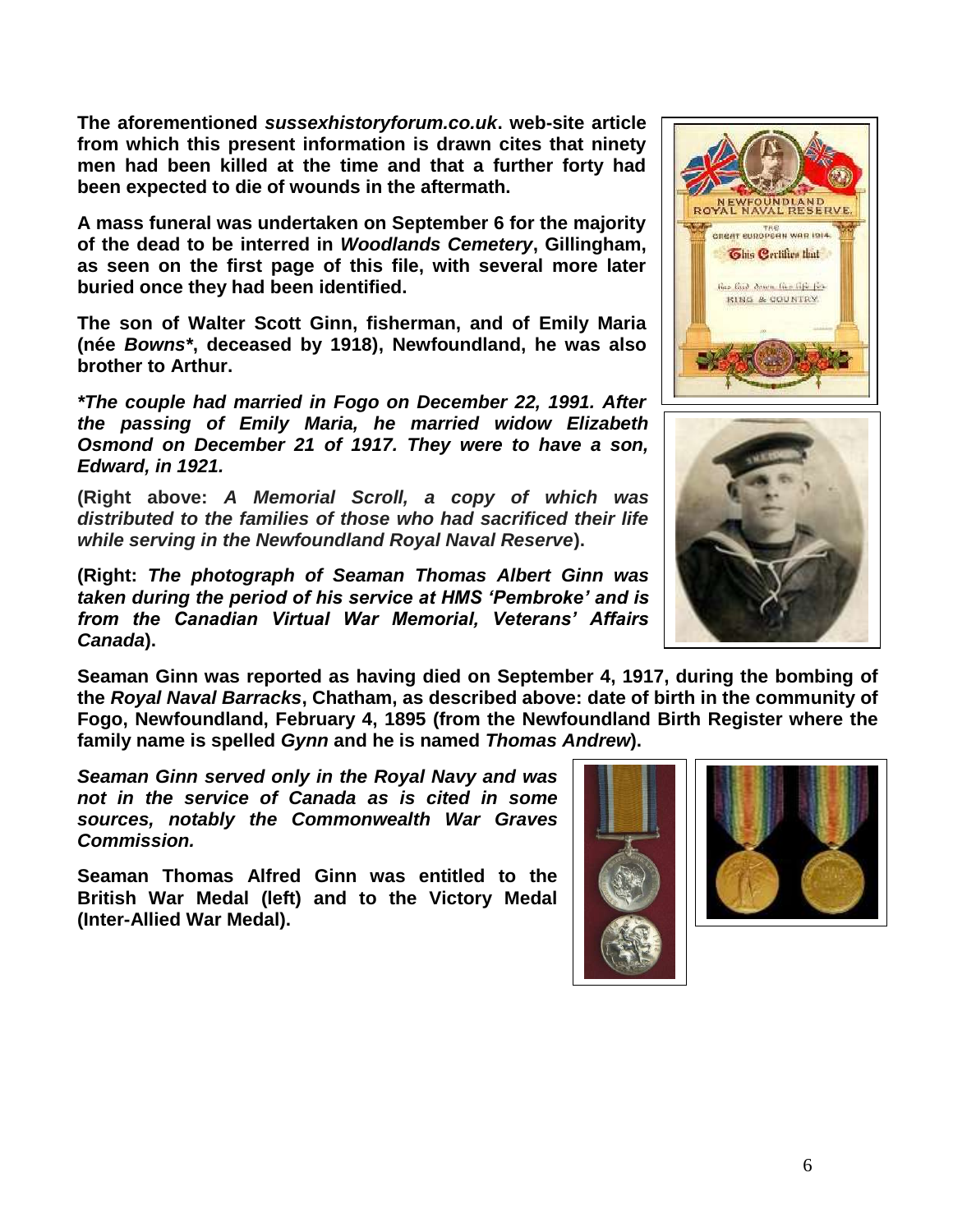**The aforementioned *sussexhistoryforum.co.uk*. web-site article from which this present information is drawn cites that ninety men had been killed at the time and that a further forty had been expected to die of wounds in the aftermath.**

**A mass funeral was undertaken on September 6 for the majority of the dead to be interred in *Woodlands Cemetery*, Gillingham, as seen on the first page of this file, with several more later buried once they had been identified.**

**The son of Walter Scott Ginn, fisherman, and of Emily Maria (née *Bowns*\*, deceased by 1918), Newfoundland, he was also brother to Arthur.**

***\*The couple had married in Fogo on December 22, 1991. After the passing of Emily Maria, he married widow Elizabeth Osmond on December 21 of 1917. They were to have a son, Edward, in 1921.***

**(Right above: *A Memorial Scroll, a copy of which was distributed to the families of those who had sacrificed their life while serving in the Newfoundland Royal Naval Reserve*).**

**(Right: *The photograph of Seaman Thomas Albert Ginn was taken during the period of his service at HMS 'Pembroke' and is from the Canadian Virtual War Memorial, Veterans' Affairs Canada*).**

**Seaman Ginn was reported as having died on September 4, 1917, during the bombing of the *Royal Naval Barracks*, Chatham, as described above: date of birth in the community of Fogo, Newfoundland, February 4, 1895 (from the Newfoundland Birth Register where the family name is spelled *Gynn* and he is named *Thomas Andrew*).**

***Seaman Ginn served only in the Royal Navy and was not in the service of Canada as is cited in some sources, notably the Commonwealth War Graves Commission.***

**Seaman Thomas Alfred Ginn was entitled to the British War Medal (left) and to the Victory Medal (Inter-Allied War Medal).**